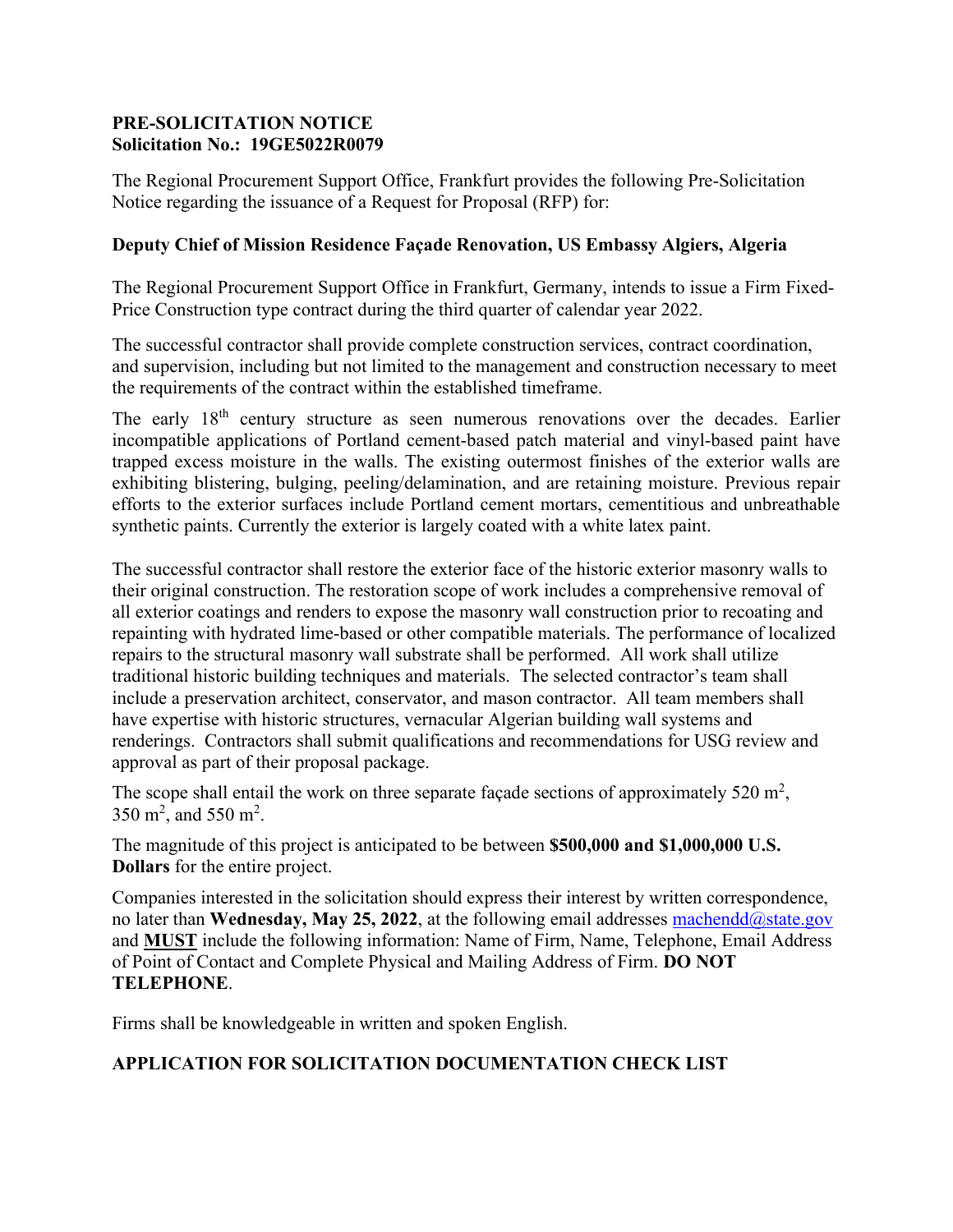**PRE-SOLICITATION NOTICE**
**Solicitation No.: 19GE5022R0079**

The Regional Procurement Support Office, Frankfurt provides the following Pre-Solicitation Notice regarding the issuance of a Request for Proposal (RFP) for:

**Deputy Chief of Mission Residence Façade Renovation, US Embassy Algiers, Algeria**

The Regional Procurement Support Office in Frankfurt, Germany, intends to issue a Firm Fixed-Price Construction type contract during the third quarter of calendar year 2022.

The successful contractor shall provide complete construction services, contract coordination, and supervision, including but not limited to the management and construction necessary to meet the requirements of the contract within the established timeframe.

The early 18th century structure as seen numerous renovations over the decades. Earlier incompatible applications of Portland cement-based patch material and vinyl-based paint have trapped excess moisture in the walls. The existing outermost finishes of the exterior walls are exhibiting blistering, bulging, peeling/delamination, and are retaining moisture. Previous repair efforts to the exterior surfaces include Portland cement mortars, cementitious and unbreathable synthetic paints. Currently the exterior is largely coated with a white latex paint.

The successful contractor shall restore the exterior face of the historic exterior masonry walls to their original construction. The restoration scope of work includes a comprehensive removal of all exterior coatings and renders to expose the masonry wall construction prior to recoating and repainting with hydrated lime-based or other compatible materials. The performance of localized repairs to the structural masonry wall substrate shall be performed. All work shall utilize traditional historic building techniques and materials. The selected contractor's team shall include a preservation architect, conservator, and mason contractor. All team members shall have expertise with historic structures, vernacular Algerian building wall systems and renderings. Contractors shall submit qualifications and recommendations for USG review and approval as part of their proposal package.

The scope shall entail the work on three separate façade sections of approximately 520 $m^2$, 350 $m^2$, and 550 $m^2$.

The magnitude of this project is anticipated to be between **\$500,000 and \$1,000,000 U.S. Dollars** for the entire project.

Companies interested in the solicitation should express their interest by written correspondence, no later than **Wednesday, May 25, 2022**, at the following email addresses machendd@state.gov and **MUST** include the following information: Name of Firm, Name, Telephone, Email Address of Point of Contact and Complete Physical and Mailing Address of Firm. **DO NOT TELEPHONE**.

Firms shall be knowledgeable in written and spoken English.

## APPLICATION FOR SOLICITATION DOCUMENTATION CHECK LIST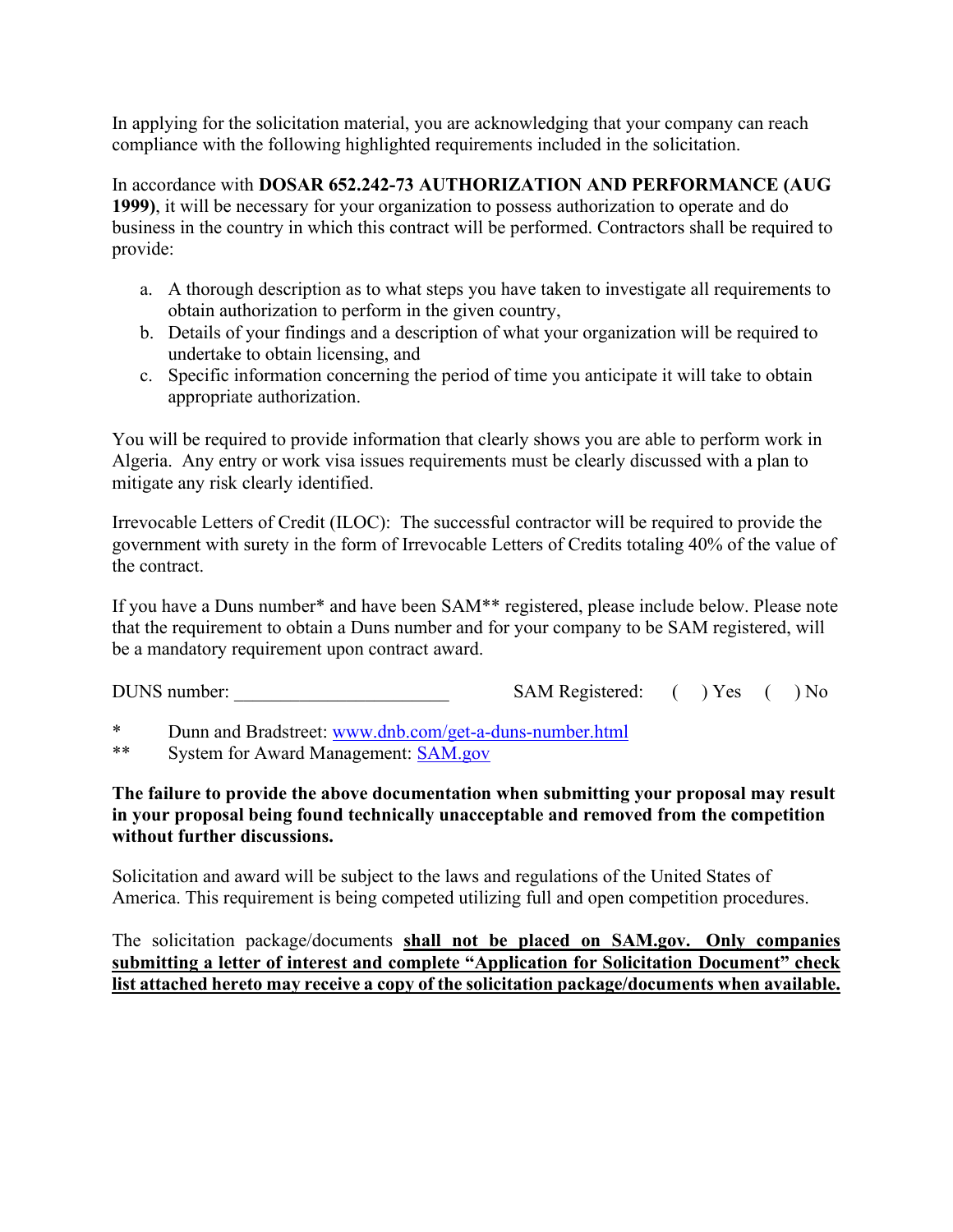In applying for the solicitation material, you are acknowledging that your company can reach compliance with the following highlighted requirements included in the solicitation.

In accordance with **DOSAR 652.242-73 AUTHORIZATION AND PERFORMANCE (AUG 1999)**, it will be necessary for your organization to possess authorization to operate and do business in the country in which this contract will be performed. Contractors shall be required to provide:

a. A thorough description as to what steps you have taken to investigate all requirements to obtain authorization to perform in the given country,
b. Details of your findings and a description of what your organization will be required to undertake to obtain licensing, and
c. Specific information concerning the period of time you anticipate it will take to obtain appropriate authorization.

You will be required to provide information that clearly shows you are able to perform work in Algeria. Any entry or work visa issues requirements must be clearly discussed with a plan to mitigate any risk clearly identified.

Irrevocable Letters of Credit (ILOC): The successful contractor will be required to provide the government with surety in the form of Irrevocable Letters of Credits totaling 40% of the value of the contract.

If you have a Duns number* and have been SAM** registered, please include below. Please note that the requirement to obtain a Duns number and for your company to be SAM registered, will be a mandatory requirement upon contract award.

DUNS number: ________________________ SAM Registered: ( ) Yes ( ) No

\* Dunn and Bradstreet: [www.dnb.com/get-a-duns-number.html](http://www.dnb.com/get-a-duns-number.html)
\*\* System for Award Management: [SAM.gov](https://SAM.gov)

**The failure to provide the above documentation when submitting your proposal may result in your proposal being found technically unacceptable and removed from the competition without further discussions.**

Solicitation and award will be subject to the laws and regulations of the United States of America. This requirement is being competed utilizing full and open competition procedures.

The solicitation package/documents **shall not be placed on SAM.gov. Only companies submitting a letter of interest and complete "Application for Solicitation Document" check list attached hereto may receive a copy of the solicitation package/documents when available.**